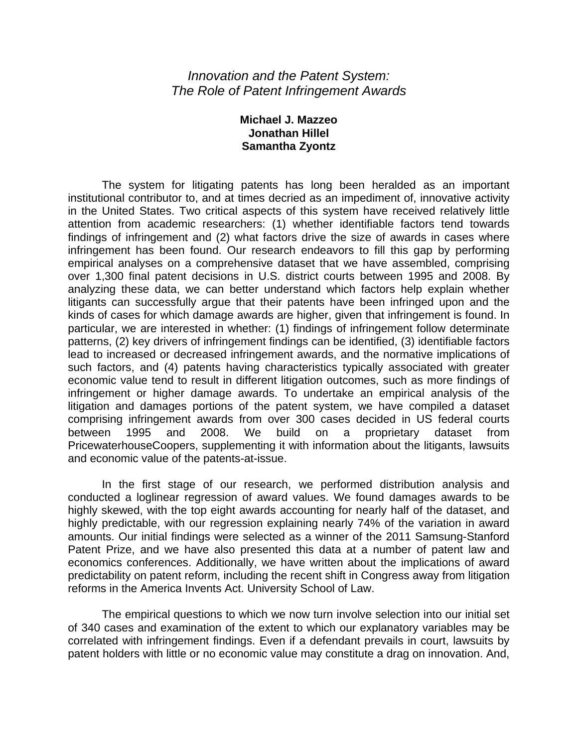*Innovation and the Patent System:*
*The Role of Patent Infringement Awards*

**Michael J. Mazzeo**
**Jonathan Hillel**
**Samantha Zyontz**

The system for litigating patents has long been heralded as an important institutional contributor to, and at times decried as an impediment of, innovative activity in the United States. Two critical aspects of this system have received relatively little attention from academic researchers: (1) whether identifiable factors tend towards findings of infringement and (2) what factors drive the size of awards in cases where infringement has been found. Our research endeavors to fill this gap by performing empirical analyses on a comprehensive dataset that we have assembled, comprising over 1,300 final patent decisions in U.S. district courts between 1995 and 2008. By analyzing these data, we can better understand which factors help explain whether litigants can successfully argue that their patents have been infringed upon and the kinds of cases for which damage awards are higher, given that infringement is found. In particular, we are interested in whether: (1) findings of infringement follow determinate patterns, (2) key drivers of infringement findings can be identified, (3) identifiable factors lead to increased or decreased infringement awards, and the normative implications of such factors, and (4) patents having characteristics typically associated with greater economic value tend to result in different litigation outcomes, such as more findings of infringement or higher damage awards. To undertake an empirical analysis of the litigation and damages portions of the patent system, we have compiled a dataset comprising infringement awards from over 300 cases decided in US federal courts between 1995 and 2008. We build on a proprietary dataset from PricewaterhouseCoopers, supplementing it with information about the litigants, lawsuits and economic value of the patents-at-issue.

In the first stage of our research, we performed distribution analysis and conducted a loglinear regression of award values. We found damages awards to be highly skewed, with the top eight awards accounting for nearly half of the dataset, and highly predictable, with our regression explaining nearly 74% of the variation in award amounts. Our initial findings were selected as a winner of the 2011 Samsung-Stanford Patent Prize, and we have also presented this data at a number of patent law and economics conferences. Additionally, we have written about the implications of award predictability on patent reform, including the recent shift in Congress away from litigation reforms in the America Invents Act. University School of Law.

The empirical questions to which we now turn involve selection into our initial set of 340 cases and examination of the extent to which our explanatory variables may be correlated with infringement findings. Even if a defendant prevails in court, lawsuits by patent holders with little or no economic value may constitute a drag on innovation. And,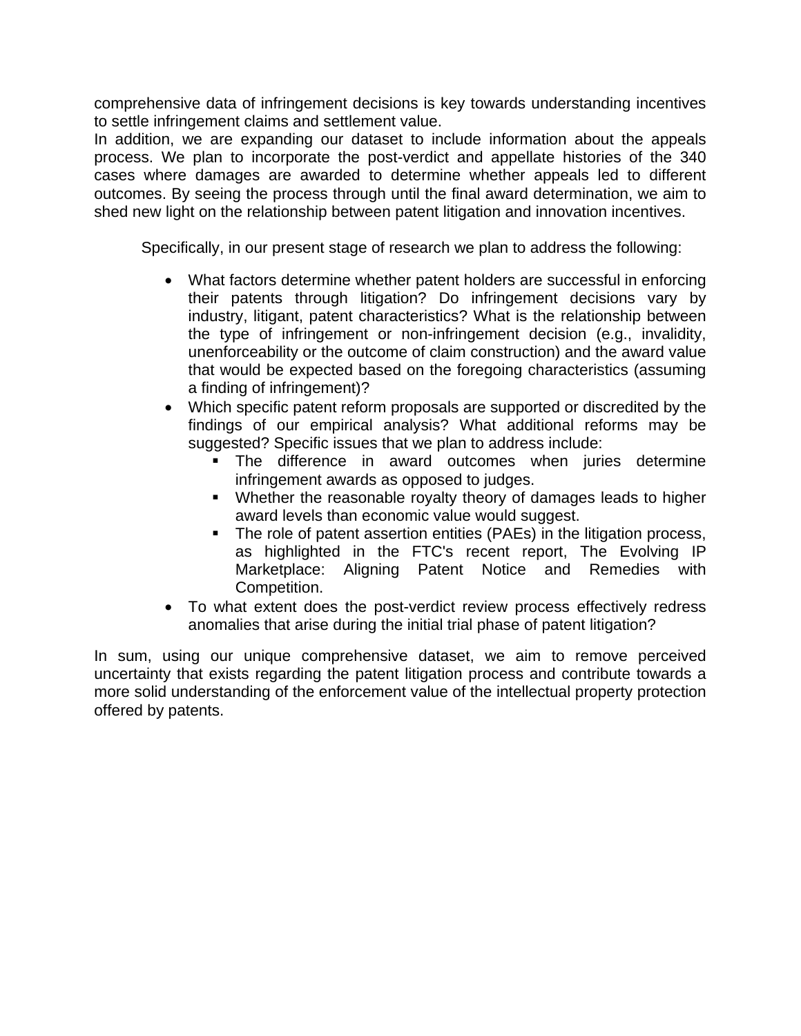comprehensive data of infringement decisions is key towards understanding incentives to settle infringement claims and settlement value.

In addition, we are expanding our dataset to include information about the appeals process. We plan to incorporate the post-verdict and appellate histories of the 340 cases where damages are awarded to determine whether appeals led to different outcomes. By seeing the process through until the final award determination, we aim to shed new light on the relationship between patent litigation and innovation incentives.

Specifically, in our present stage of research we plan to address the following:

- What factors determine whether patent holders are successful in enforcing their patents through litigation? Do infringement decisions vary by industry, litigant, patent characteristics? What is the relationship between the type of infringement or non-infringement decision (e.g., invalidity, unenforceability or the outcome of claim construction) and the award value that would be expected based on the foregoing characteristics (assuming a finding of infringement)?
- Which specific patent reform proposals are supported or discredited by the findings of our empirical analysis? What additional reforms may be suggested? Specific issues that we plan to address include:
  - The difference in award outcomes when juries determine infringement awards as opposed to judges.
  - Whether the reasonable royalty theory of damages leads to higher award levels than economic value would suggest.
  - The role of patent assertion entities (PAEs) in the litigation process, as highlighted in the FTC's recent report, The Evolving IP Marketplace: Aligning Patent Notice and Remedies with Competition.
- To what extent does the post-verdict review process effectively redress anomalies that arise during the initial trial phase of patent litigation?

In sum, using our unique comprehensive dataset, we aim to remove perceived uncertainty that exists regarding the patent litigation process and contribute towards a more solid understanding of the enforcement value of the intellectual property protection offered by patents.